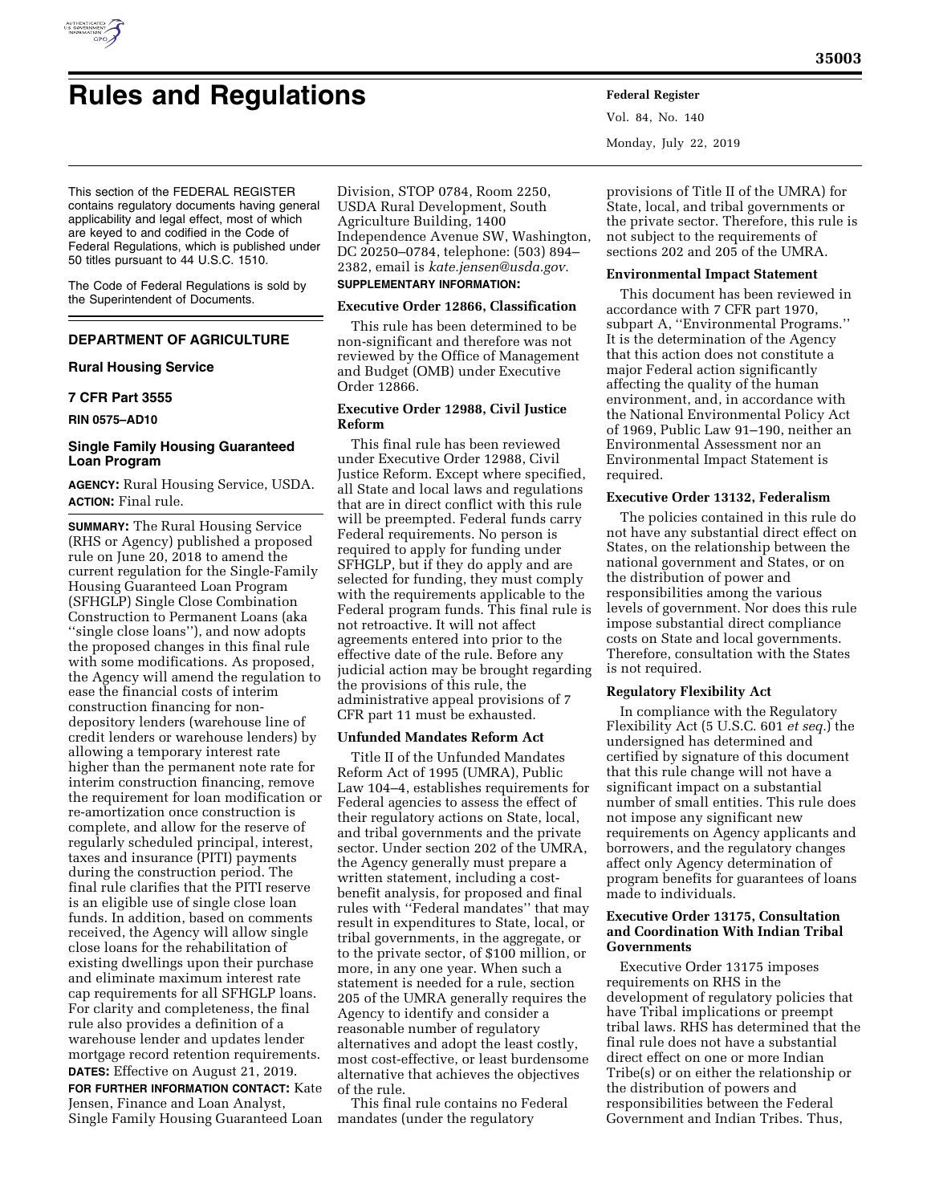# Rules and Regulations

This section of the FEDERAL REGISTER contains regulatory documents having general applicability and legal effect, most of which are keyed to and codified in the Code of Federal Regulations, which is published under 50 titles pursuant to 44 U.S.C. 1510.

The Code of Federal Regulations is sold by the Superintendent of Documents.

## DEPARTMENT OF AGRICULTURE

### Rural Housing Service

### 7 CFR Part 3555

**RIN 0575–AD10**

### Single Family Housing Guaranteed Loan Program

**AGENCY:** Rural Housing Service, USDA.

**ACTION:** Final rule.

**SUMMARY:** The Rural Housing Service (RHS or Agency) published a proposed rule on June 20, 2018 to amend the current regulation for the Single-Family Housing Guaranteed Loan Program (SFHGLP) Single Close Combination Construction to Permanent Loans (aka ''single close loans''), and now adopts the proposed changes in this final rule with some modifications. As proposed, the Agency will amend the regulation to ease the financial costs of interim construction financing for non-depository lenders (warehouse line of credit lenders or warehouse lenders) by allowing a temporary interest rate higher than the permanent note rate for interim construction financing, remove the requirement for loan modification or re-amortization once construction is complete, and allow for the reserve of regularly scheduled principal, interest, taxes and insurance (PITI) payments during the construction period. The final rule clarifies that the PITI reserve is an eligible use of single close loan funds. In addition, based on comments received, the Agency will allow single close loans for the rehabilitation of existing dwellings upon their purchase and eliminate maximum interest rate cap requirements for all SFHGLP loans. For clarity and completeness, the final rule also provides a definition of a warehouse lender and updates lender mortgage record retention requirements.

**DATES:** Effective on August 21, 2019.

**FOR FURTHER INFORMATION CONTACT:** Kate Jensen, Finance and Loan Analyst, Single Family Housing Guaranteed Loan Division, STOP 0784, Room 2250, USDA Rural Development, South Agriculture Building, 1400 Independence Avenue SW, Washington, DC 20250–0784, telephone: (503) 894–2382, email is *kate.jensen@usda.gov.*

**SUPPLEMENTARY INFORMATION:**

**Executive Order 12866, Classification**

This rule has been determined to be non-significant and therefore was not reviewed by the Office of Management and Budget (OMB) under Executive Order 12866.

**Executive Order 12988, Civil Justice Reform**

This final rule has been reviewed under Executive Order 12988, Civil Justice Reform. Except where specified, all State and local laws and regulations that are in direct conflict with this rule will be preempted. Federal funds carry Federal requirements. No person is required to apply for funding under SFHGLP, but if they do apply and are selected for funding, they must comply with the requirements applicable to the Federal program funds. This final rule is not retroactive. It will not affect agreements entered into prior to the effective date of the rule. Before any judicial action may be brought regarding the provisions of this rule, the administrative appeal provisions of 7 CFR part 11 must be exhausted.

**Unfunded Mandates Reform Act**

Title II of the Unfunded Mandates Reform Act of 1995 (UMRA), Public Law 104–4, establishes requirements for Federal agencies to assess the effect of their regulatory actions on State, local, and tribal governments and the private sector. Under section 202 of the UMRA, the Agency generally must prepare a written statement, including a cost-benefit analysis, for proposed and final rules with ''Federal mandates'' that may result in expenditures to State, local, or tribal governments, in the aggregate, or to the private sector, of $100 million, or more, in any one year. When such a statement is needed for a rule, section 205 of the UMRA generally requires the Agency to identify and consider a reasonable number of regulatory alternatives and adopt the least costly, most cost-effective, or least burdensome alternative that achieves the objectives of the rule.

This final rule contains no Federal mandates (under the regulatory provisions of Title II of the UMRA) for State, local, and tribal governments or the private sector. Therefore, this rule is not subject to the requirements of sections 202 and 205 of the UMRA.

**Environmental Impact Statement**

This document has been reviewed in accordance with 7 CFR part 1970, subpart A, ''Environmental Programs.'' It is the determination of the Agency that this action does not constitute a major Federal action significantly affecting the quality of the human environment, and, in accordance with the National Environmental Policy Act of 1969, Public Law 91–190, neither an Environmental Assessment nor an Environmental Impact Statement is required.

**Executive Order 13132, Federalism**

The policies contained in this rule do not have any substantial direct effect on States, on the relationship between the national government and States, or on the distribution of power and responsibilities among the various levels of government. Nor does this rule impose substantial direct compliance costs on State and local governments. Therefore, consultation with the States is not required.

**Regulatory Flexibility Act**

In compliance with the Regulatory Flexibility Act (5 U.S.C. 601 *et seq.*) the undersigned has determined and certified by signature of this document that this rule change will not have a significant impact on a substantial number of small entities. This rule does not impose any significant new requirements on Agency applicants and borrowers, and the regulatory changes affect only Agency determination of program benefits for guarantees of loans made to individuals.

**Executive Order 13175, Consultation and Coordination With Indian Tribal Governments**

Executive Order 13175 imposes requirements on RHS in the development of regulatory policies that have Tribal implications or preempt tribal laws. RHS has determined that the final rule does not have a substantial direct effect on one or more Indian Tribe(s) or on either the relationship or the distribution of powers and responsibilities between the Federal Government and Indian Tribes. Thus,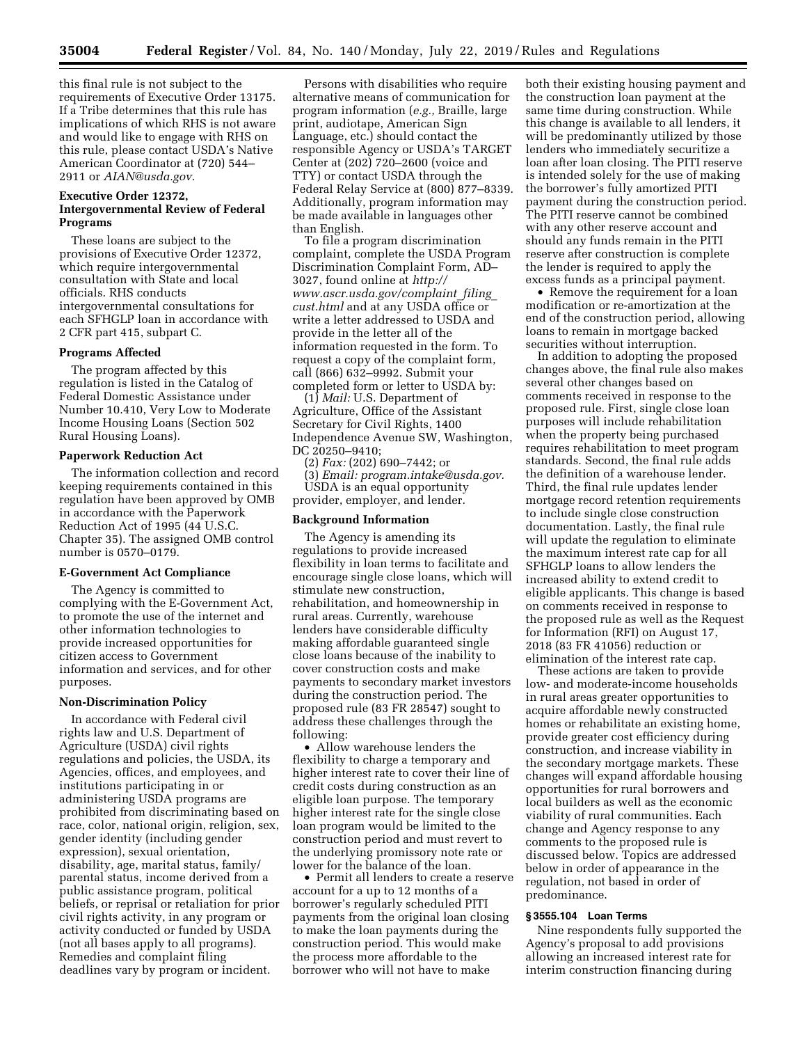this final rule is not subject to the requirements of Executive Order 13175. If a Tribe determines that this rule has implications of which RHS is not aware and would like to engage with RHS on this rule, please contact USDA's Native American Coordinator at (720) 544–2911 or *AIAN@usda.gov.*

### Executive Order 12372, Intergovernmental Review of Federal Programs

These loans are subject to the provisions of Executive Order 12372, which require intergovernmental consultation with State and local officials. RHS conducts intergovernmental consultations for each SFHGLP loan in accordance with 2 CFR part 415, subpart C.

### Programs Affected

The program affected by this regulation is listed in the Catalog of Federal Domestic Assistance under Number 10.410, Very Low to Moderate Income Housing Loans (Section 502 Rural Housing Loans).

### Paperwork Reduction Act

The information collection and record keeping requirements contained in this regulation have been approved by OMB in accordance with the Paperwork Reduction Act of 1995 (44 U.S.C. Chapter 35). The assigned OMB control number is 0570–0179.

### E-Government Act Compliance

The Agency is committed to complying with the E-Government Act, to promote the use of the internet and other information technologies to provide increased opportunities for citizen access to Government information and services, and for other purposes.

### Non-Discrimination Policy

In accordance with Federal civil rights law and U.S. Department of Agriculture (USDA) civil rights regulations and policies, the USDA, its Agencies, offices, and employees, and institutions participating in or administering USDA programs are prohibited from discriminating based on race, color, national origin, religion, sex, gender identity (including gender expression), sexual orientation, disability, age, marital status, family/parental status, income derived from a public assistance program, political beliefs, or reprisal or retaliation for prior civil rights activity, in any program or activity conducted or funded by USDA (not all bases apply to all programs). Remedies and complaint filing deadlines vary by program or incident.

Persons with disabilities who require alternative means of communication for program information (*e.g.,* Braille, large print, audiotape, American Sign Language, etc.) should contact the responsible Agency or USDA's TARGET Center at (202) 720–2600 (voice and TTY) or contact USDA through the Federal Relay Service at (800) 877–8339. Additionally, program information may be made available in languages other than English.

To file a program discrimination complaint, complete the USDA Program Discrimination Complaint Form, AD–3027, found online at *http://www.ascr.usda.gov/complaint_filing_cust.html* and at any USDA office or write a letter addressed to USDA and provide in the letter all of the information requested in the form. To request a copy of the complaint form, call (866) 632–9992. Submit your completed form or letter to USDA by:

(1) *Mail:* U.S. Department of Agriculture, Office of the Assistant Secretary for Civil Rights, 1400 Independence Avenue SW, Washington, DC 20250–9410;

(2) *Fax:* (202) 690–7442; or

(3) *Email: program.intake@usda.gov.*

USDA is an equal opportunity provider, employer, and lender.

### Background Information

The Agency is amending its regulations to provide increased flexibility in loan terms to facilitate and encourage single close loans, which will stimulate new construction, rehabilitation, and homeownership in rural areas. Currently, warehouse lenders have considerable difficulty making affordable guaranteed single close loans because of the inability to cover construction costs and make payments to secondary market investors during the construction period. The proposed rule (83 FR 28547) sought to address these challenges through the following:

- Allow warehouse lenders the flexibility to charge a temporary and higher interest rate to cover their line of credit costs during construction as an eligible loan purpose. The temporary higher interest rate for the single close loan program would be limited to the construction period and must revert to the underlying promissory note rate or lower for the balance of the loan.
- Permit all lenders to create a reserve account for a up to 12 months of a borrower's regularly scheduled PITI payments from the original loan closing to make the loan payments during the construction period. This would make the process more affordable to the borrower who will not have to make both their existing housing payment and the construction loan payment at the same time during construction. While this change is available to all lenders, it will be predominantly utilized by those lenders who immediately securitize a loan after loan closing. The PITI reserve is intended solely for the use of making the borrower's fully amortized PITI payment during the construction period. The PITI reserve cannot be combined with any other reserve account and should any funds remain in the PITI reserve after construction is complete the lender is required to apply the excess funds as a principal payment.
- Remove the requirement for a loan modification or re-amortization at the end of the construction period, allowing loans to remain in mortgage backed securities without interruption.

In addition to adopting the proposed changes above, the final rule also makes several other changes based on comments received in response to the proposed rule. First, single close loan purposes will include rehabilitation when the property being purchased requires rehabilitation to meet program standards. Second, the final rule adds the definition of a warehouse lender. Third, the final rule updates lender mortgage record retention requirements to include single close construction documentation. Lastly, the final rule will update the regulation to eliminate the maximum interest rate cap for all SFHGLP loans to allow lenders the increased ability to extend credit to eligible applicants. This change is based on comments received in response to the proposed rule as well as the Request for Information (RFI) on August 17, 2018 (83 FR 41056) reduction or elimination of the interest rate cap.

These actions are taken to provide low- and moderate-income households in rural areas greater opportunities to acquire affordable newly constructed homes or rehabilitate an existing home, provide greater cost efficiency during construction, and increase viability in the secondary mortgage markets. These changes will expand affordable housing opportunities for rural borrowers and local builders as well as the economic viability of rural communities. Each change and Agency response to any comments to the proposed rule is discussed below. Topics are addressed below in order of appearance in the regulation, not based in order of predominance.

### § 3555.104 Loan Terms

Nine respondents fully supported the Agency's proposal to add provisions allowing an increased interest rate for interim construction financing during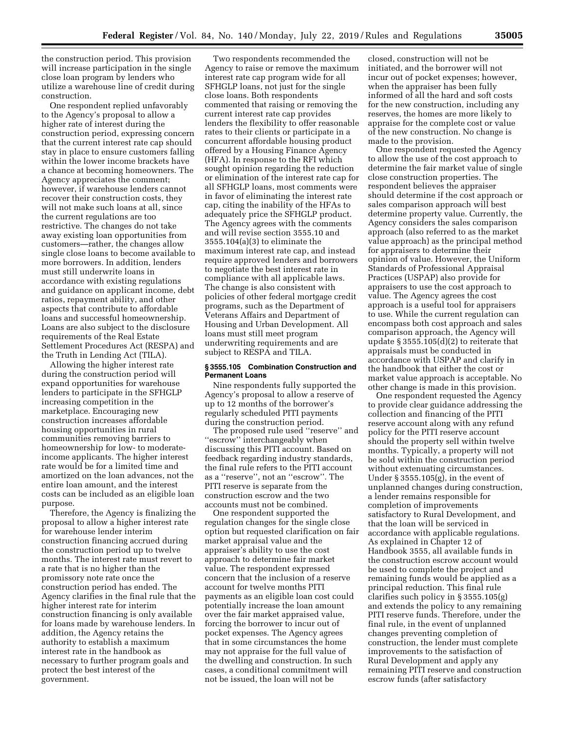the construction period. This provision will increase participation in the single close loan program by lenders who utilize a warehouse line of credit during construction.

One respondent replied unfavorably to the Agency's proposal to allow a higher rate of interest during the construction period, expressing concern that the current interest rate cap should stay in place to ensure customers falling within the lower income brackets have a chance at becoming homeowners. The Agency appreciates the comment; however, if warehouse lenders cannot recover their construction costs, they will not make such loans at all, since the current regulations are too restrictive. The changes do not take away existing loan opportunities from customers—rather, the changes allow single close loans to become available to more borrowers. In addition, lenders must still underwrite loans in accordance with existing regulations and guidance on applicant income, debt ratios, repayment ability, and other aspects that contribute to affordable loans and successful homeownership. Loans are also subject to the disclosure requirements of the Real Estate Settlement Procedures Act (RESPA) and the Truth in Lending Act (TILA).

Allowing the higher interest rate during the construction period will expand opportunities for warehouse lenders to participate in the SFHGLP increasing competition in the marketplace. Encouraging new construction increases affordable housing opportunities in rural communities removing barriers to homeownership for low- to moderate-income applicants. The higher interest rate would be for a limited time and amortized on the loan advances, not the entire loan amount, and the interest costs can be included as an eligible loan purpose.

Therefore, the Agency is finalizing the proposal to allow a higher interest rate for warehouse lender interim construction financing accrued during the construction period up to twelve months. The interest rate must revert to a rate that is no higher than the promissory note rate once the construction period has ended. The Agency clarifies in the final rule that the higher interest rate for interim construction financing is only available for loans made by warehouse lenders. In addition, the Agency retains the authority to establish a maximum interest rate in the handbook as necessary to further program goals and protect the best interest of the government.

Two respondents recommended the Agency to raise or remove the maximum interest rate cap program wide for all SFHGLP loans, not just for the single close loans. Both respondents commented that raising or removing the current interest rate cap provides lenders the flexibility to offer reasonable rates to their clients or participate in a concurrent affordable housing product offered by a Housing Finance Agency (HFA). In response to the RFI which sought opinion regarding the reduction or elimination of the interest rate cap for all SFHGLP loans, most comments were in favor of eliminating the interest rate cap, citing the inability of the HFAs to adequately price the SFHGLP product. The Agency agrees with the comments and will revise section 3555.10 and 3555.104(a)(3) to eliminate the maximum interest rate cap, and instead require approved lenders and borrowers to negotiate the best interest rate in compliance with all applicable laws. The change is also consistent with policies of other federal mortgage credit programs, such as the Department of Veterans Affairs and Department of Housing and Urban Development. All loans must still meet program underwriting requirements and are subject to RESPA and TILA.

#### § 3555.105 Combination Construction and Permanent Loans

Nine respondents fully supported the Agency's proposal to allow a reserve of up to 12 months of the borrower's regularly scheduled PITI payments during the construction period.

The proposed rule used ''reserve'' and ''escrow'' interchangeably when discussing this PITI account. Based on feedback regarding industry standards, the final rule refers to the PITI account as a ''reserve'', not an ''escrow''. The PITI reserve is separate from the construction escrow and the two accounts must not be combined.

One respondent supported the regulation changes for the single close option but requested clarification on fair market appraisal value and the appraiser's ability to use the cost approach to determine fair market value. The respondent expressed concern that the inclusion of a reserve account for twelve months PITI payments as an eligible loan cost could potentially increase the loan amount over the fair market appraised value, forcing the borrower to incur out of pocket expenses. The Agency agrees that in some circumstances the home may not appraise for the full value of the dwelling and construction. In such cases, a conditional commitment will not be issued, the loan will not be closed, construction will not be initiated, and the borrower will not incur out of pocket expenses; however, when the appraiser has been fully informed of all the hard and soft costs for the new construction, including any reserves, the homes are more likely to appraise for the complete cost or value of the new construction. No change is made to the provision.

One respondent requested the Agency to allow the use of the cost approach to determine the fair market value of single close construction properties. The respondent believes the appraiser should determine if the cost approach or sales comparison approach will best determine property value. Currently, the Agency considers the sales comparison approach (also referred to as the market value approach) as the principal method for appraisers to determine their opinion of value. However, the Uniform Standards of Professional Appraisal Practices (USPAP) also provide for appraisers to use the cost approach to value. The Agency agrees the cost approach is a useful tool for appraisers to use. While the current regulation can encompass both cost approach and sales comparison approach, the Agency will update § 3555.105(d)(2) to reiterate that appraisals must be conducted in accordance with USPAP and clarify in the handbook that either the cost or market value approach is acceptable. No other change is made in this provision.

One respondent requested the Agency to provide clear guidance addressing the collection and financing of the PITI reserve account along with any refund policy for the PITI reserve account should the property sell within twelve months. Typically, a property will not be sold within the construction period without extenuating circumstances. Under § 3555.105(g), in the event of unplanned changes during construction, a lender remains responsible for completion of improvements satisfactory to Rural Development, and that the loan will be serviced in accordance with applicable regulations. As explained in Chapter 12 of Handbook 3555, all available funds in the construction escrow account would be used to complete the project and remaining funds would be applied as a principal reduction. This final rule clarifies such policy in § 3555.105(g) and extends the policy to any remaining PITI reserve funds. Therefore, under the final rule, in the event of unplanned changes preventing completion of construction, the lender must complete improvements to the satisfaction of Rural Development and apply any remaining PITI reserve and construction escrow funds (after satisfactory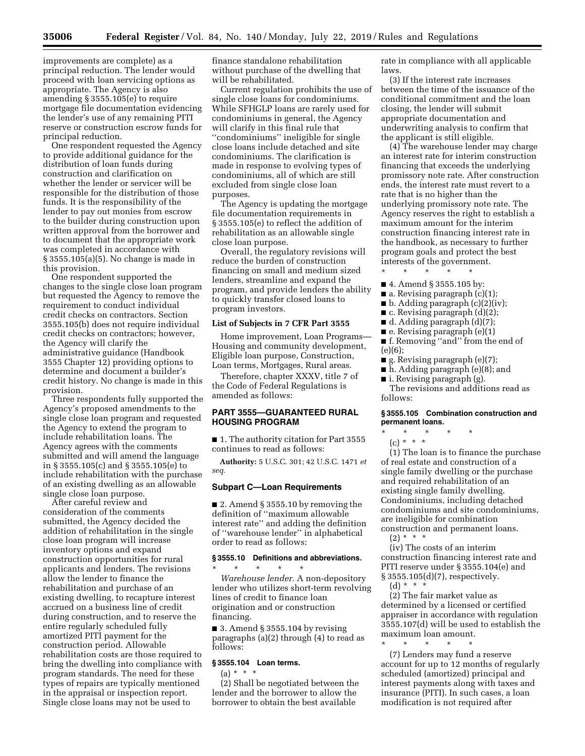improvements are complete) as a principal reduction. The lender would proceed with loan servicing options as appropriate. The Agency is also amending § 3555.105(e) to require mortgage file documentation evidencing the lender's use of any remaining PITI reserve or construction escrow funds for principal reduction.

One respondent requested the Agency to provide additional guidance for the distribution of loan funds during construction and clarification on whether the lender or servicer will be responsible for the distribution of those funds. It is the responsibility of the lender to pay out monies from escrow to the builder during construction upon written approval from the borrower and to document that the appropriate work was completed in accordance with § 3555.105(a)(5). No change is made in this provision.

One respondent supported the changes to the single close loan program but requested the Agency to remove the requirement to conduct individual credit checks on contractors. Section 3555.105(b) does not require individual credit checks on contractors; however, the Agency will clarify the administrative guidance (Handbook 3555 Chapter 12) providing options to determine and document a builder's credit history. No change is made in this provision.

Three respondents fully supported the Agency's proposed amendments to the single close loan program and requested the Agency to extend the program to include rehabilitation loans. The Agency agrees with the comments submitted and will amend the language in § 3555.105(c) and § 3555.105(e) to include rehabilitation with the purchase of an existing dwelling as an allowable single close loan purpose.

After careful review and consideration of the comments submitted, the Agency decided the addition of rehabilitation in the single close loan program will increase inventory options and expand construction opportunities for rural applicants and lenders. The revisions allow the lender to finance the rehabilitation and purchase of an existing dwelling, to recapture interest accrued on a business line of credit during construction, and to reserve the entire regularly scheduled fully amortized PITI payment for the construction period. Allowable rehabilitation costs are those required to bring the dwelling into compliance with program standards. The need for these types of repairs are typically mentioned in the appraisal or inspection report. Single close loans may not be used to finance standalone rehabilitation without purchase of the dwelling that will be rehabilitated.

Current regulation prohibits the use of single close loans for condominiums. While SFHGLP loans are rarely used for condominiums in general, the Agency will clarify in this final rule that "condominiums" ineligible for single close loans include detached and site condominiums. The clarification is made in response to evolving types of condominiums, all of which are still excluded from single close loan purposes.

The Agency is updating the mortgage file documentation requirements in § 3555.105(e) to reflect the addition of rehabilitation as an allowable single close loan purpose.

Overall, the regulatory revisions will reduce the burden of construction financing on small and medium sized lenders, streamline and expand the program, and provide lenders the ability to quickly transfer closed loans to program investors.

**List of Subjects in 7 CFR Part 3555**

Home improvement, Loan Programs—Housing and community development, Eligible loan purpose, Construction, Loan terms, Mortgages, Rural areas.

Therefore, chapter XXXV, title 7 of the Code of Federal Regulations is amended as follows:

## PART 3555—GUARANTEED RURAL HOUSING PROGRAM

■ 1. The authority citation for Part 3555 continues to read as follows:

**Authority:** 5 U.S.C. 301; 42 U.S.C. 1471 *et seq.*

### Subpart C—Loan Requirements

■ 2. Amend § 3555.10 by removing the definition of "maximum allowable interest rate" and adding the definition of "warehouse lender" in alphabetical order to read as follows:

**§ 3555.10 Definitions and abbreviations.**

\* \* \* \* \*

*Warehouse lender.* A non-depository lender who utilizes short-term revolving lines of credit to finance loan origination and or construction financing.

■ 3. Amend § 3555.104 by revising paragraphs (a)(2) through (4) to read as follows:

**§ 3555.104 Loan terms.**

(a) \* \* \*

(2) Shall be negotiated between the lender and the borrower to allow the borrower to obtain the best available rate in compliance with all applicable laws.

(3) If the interest rate increases between the time of the issuance of the conditional commitment and the loan closing, the lender will submit appropriate documentation and underwriting analysis to confirm that the applicant is still eligible.

(4) The warehouse lender may charge an interest rate for interim construction financing that exceeds the underlying promissory note rate. After construction ends, the interest rate must revert to a rate that is no higher than the underlying promissory note rate. The Agency reserves the right to establish a maximum amount for the interim construction financing interest rate in the handbook, as necessary to further program goals and protect the best interests of the government.

\* \* \* \* \*

■ 4. Amend § 3555.105 by:

■ a. Revising paragraph (c)(1);

■ b. Adding paragraph (c)(2)(iv);

■ c. Revising paragraph (d)(2);

■ d. Adding paragraph (d)(7);

■ e. Revising paragraph (e)(1)

■ f. Removing "and" from the end of (e)(6);

■ g. Revising paragraph (e)(7);

■ h. Adding paragraph (e)(8); and

■ i. Revising paragraph (g).

The revisions and additions read as follows:

**§ 3555.105 Combination construction and permanent loans.**

\* \* \* \* \*

(c) \* \* \*

(1) The loan is to finance the purchase of real estate and construction of a single family dwelling or the purchase and required rehabilitation of an existing single family dwelling. Condominiums, including detached condominiums and site condominiums, are ineligible for combination construction and permanent loans.

(2) \* \* \*

(iv) The costs of an interim construction financing interest rate and PITI reserve under § 3555.104(e) and § 3555.105(d)(7), respectively.

(d) \* \* \*

(2) The fair market value as determined by a licensed or certified appraiser in accordance with regulation 3555.107(d) will be used to establish the maximum loan amount.

\* \* \* \* \*

(7) Lenders may fund a reserve account for up to 12 months of regularly scheduled (amortized) principal and interest payments along with taxes and insurance (PITI). In such cases, a loan modification is not required after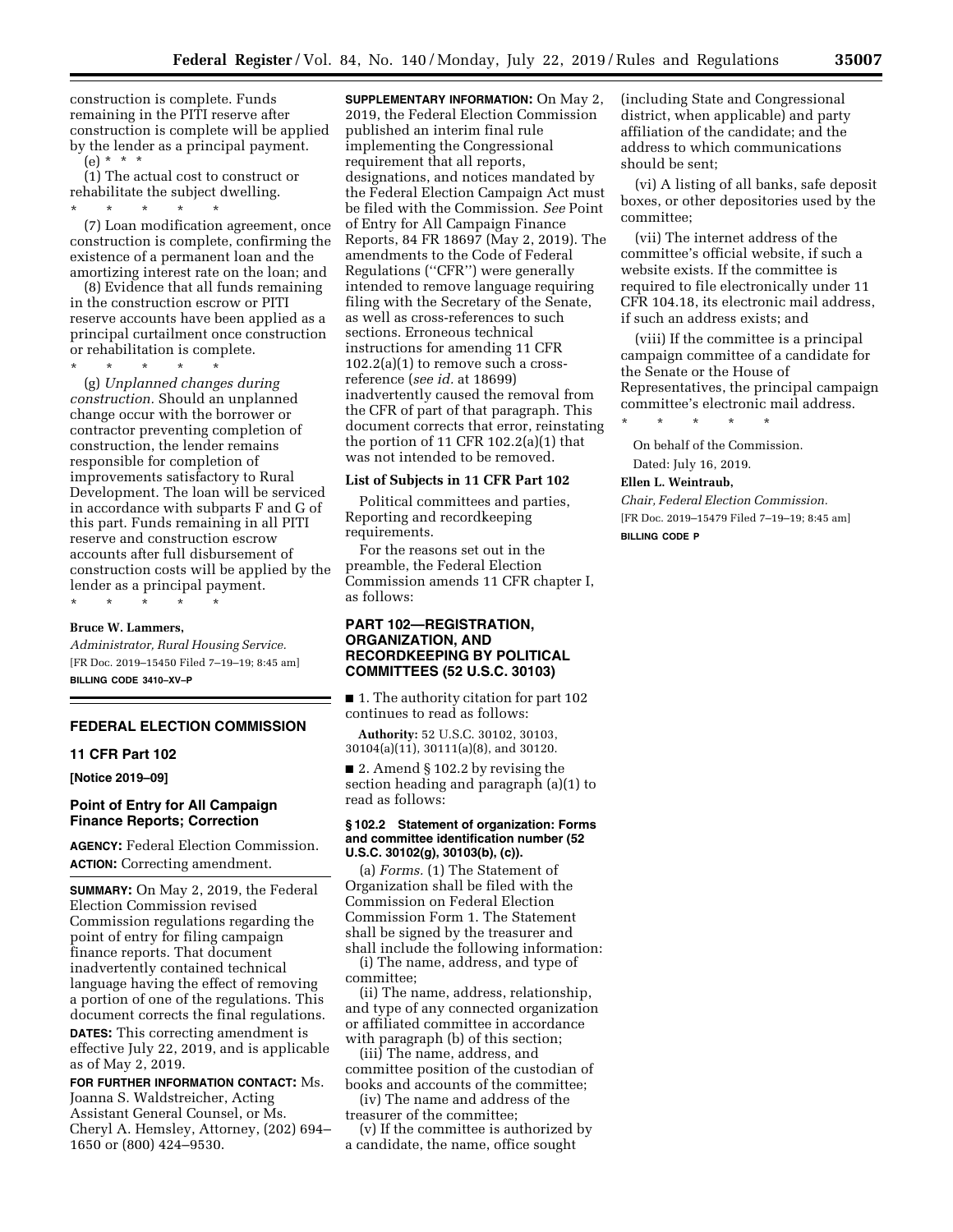construction is complete. Funds remaining in the PITI reserve after construction is complete will be applied by the lender as a principal payment.

(e) * * *

(1) The actual cost to construct or rehabilitate the subject dwelling.

\* \* \* \* \*

(7) Loan modification agreement, once construction is complete, confirming the existence of a permanent loan and the amortizing interest rate on the loan; and

(8) Evidence that all funds remaining in the construction escrow or PITI reserve accounts have been applied as a principal curtailment once construction or rehabilitation is complete.

\* \* \* \* \*

(g) *Unplanned changes during construction.* Should an unplanned change occur with the borrower or contractor preventing completion of construction, the lender remains responsible for completion of improvements satisfactory to Rural Development. The loan will be serviced in accordance with subparts F and G of this part. Funds remaining in all PITI reserve and construction escrow accounts after full disbursement of construction costs will be applied by the lender as a principal payment.

\* \* \* \* \*

**Bruce W. Lammers,**

*Administrator, Rural Housing Service.*

[FR Doc. 2019–15450 Filed 7–19–19; 8:45 am]

**BILLING CODE 3410–XV–P**

---

## FEDERAL ELECTION COMMISSION

### 11 CFR Part 102

**[Notice 2019–09]**

### Point of Entry for All Campaign Finance Reports; Correction

**AGENCY:** Federal Election Commission.

**ACTION:** Correcting amendment.

**SUMMARY:** On May 2, 2019, the Federal Election Commission revised Commission regulations regarding the point of entry for filing campaign finance reports. That document inadvertently contained technical language having the effect of removing a portion of one of the regulations. This document corrects the final regulations.

**DATES:** This correcting amendment is effective July 22, 2019, and is applicable as of May 2, 2019.

**FOR FURTHER INFORMATION CONTACT:** Ms. Joanna S. Waldstreicher, Acting Assistant General Counsel, or Ms. Cheryl A. Hemsley, Attorney, (202) 694–1650 or (800) 424–9530.

**SUPPLEMENTARY INFORMATION:** On May 2, 2019, the Federal Election Commission published an interim final rule implementing the Congressional requirement that all reports, designations, and notices mandated by the Federal Election Campaign Act must be filed with the Commission. *See* Point of Entry for All Campaign Finance Reports, 84 FR 18697 (May 2, 2019). The amendments to the Code of Federal Regulations (''CFR'') were generally intended to remove language requiring filing with the Secretary of the Senate, as well as cross-references to such sections. Erroneous technical instructions for amending 11 CFR 102.2(a)(1) to remove such a cross-reference (*see id.* at 18699) inadvertently caused the removal from the CFR of part of that paragraph. This document corrects that error, reinstating the portion of 11 CFR 102.2(a)(1) that was not intended to be removed.

#### List of Subjects in 11 CFR Part 102

Political committees and parties, Reporting and recordkeeping requirements.

For the reasons set out in the preamble, the Federal Election Commission amends 11 CFR chapter I, as follows:

#### PART 102—REGISTRATION, ORGANIZATION, AND RECORDKEEPING BY POLITICAL COMMITTEES (52 U.S.C. 30103)

■ 1. The authority citation for part 102 continues to read as follows:

**Authority:** 52 U.S.C. 30102, 30103, 30104(a)(11), 30111(a)(8), and 30120.

■ 2. Amend § 102.2 by revising the section heading and paragraph (a)(1) to read as follows:

#### § 102.2 Statement of organization: Forms and committee identification number (52 U.S.C. 30102(g), 30103(b), (c)).

(a) *Forms.* (1) The Statement of Organization shall be filed with the Commission on Federal Election Commission Form 1. The Statement shall be signed by the treasurer and shall include the following information:

(i) The name, address, and type of committee;

(ii) The name, address, relationship, and type of any connected organization or affiliated committee in accordance with paragraph (b) of this section;

(iii) The name, address, and committee position of the custodian of books and accounts of the committee;

(iv) The name and address of the treasurer of the committee;

(v) If the committee is authorized by a candidate, the name, office sought (including State and Congressional district, when applicable) and party affiliation of the candidate; and the address to which communications should be sent;

(vi) A listing of all banks, safe deposit boxes, or other depositories used by the committee;

(vii) The internet address of the committee's official website, if such a website exists. If the committee is required to file electronically under 11 CFR 104.18, its electronic mail address, if such an address exists; and

(viii) If the committee is a principal campaign committee of a candidate for the Senate or the House of Representatives, the principal campaign committee's electronic mail address.

\* \* \* \* \*

On behalf of the Commission.

Dated: July 16, 2019.

**Ellen L. Weintraub,**

*Chair, Federal Election Commission.*

[FR Doc. 2019–15479 Filed 7–19–19; 8:45 am]

**BILLING CODE P**